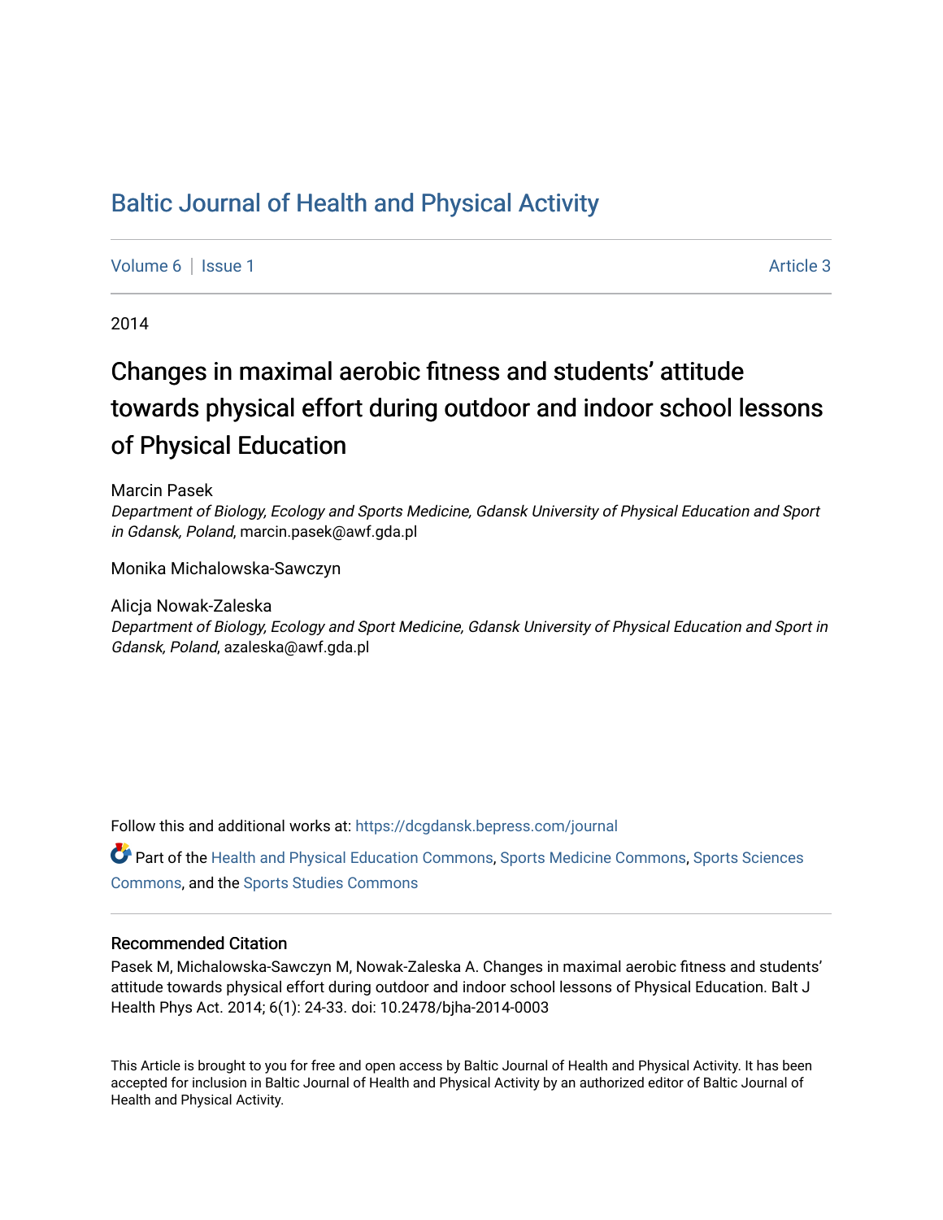# Baltic Journal of Health and Physical Activity

Volume 6 | Issue 1 Article 3

2014

## Changes in maximal aerobic fitness and students' attitude towards physical effort during outdoor and indoor school lessons of Physical Education

Marcin Pasek
*Department of Biology, Ecology and Sports Medicine, Gdansk University of Physical Education and Sport in Gdansk, Poland*, marcin.pasek@awf.gda.pl

Monika Michalowska-Sawczyn

Alicja Nowak-Zaleska
*Department of Biology, Ecology and Sport Medicine, Gdansk University of Physical Education and Sport in Gdansk, Poland*, azaleska@awf.gda.pl

Follow this and additional works at: https://dcgdansk.bepress.com/journal

Part of the Health and Physical Education Commons, Sports Medicine Commons, Sports Sciences Commons, and the Sports Studies Commons

### Recommended Citation

Pasek M, Michalowska-Sawczyn M, Nowak-Zaleska A. Changes in maximal aerobic fitness and students' attitude towards physical effort during outdoor and indoor school lessons of Physical Education. Balt J Health Phys Act. 2014; 6(1): 24-33. doi: 10.2478/bjha-2014-0003

This Article is brought to you for free and open access by Baltic Journal of Health and Physical Activity. It has been accepted for inclusion in Baltic Journal of Health and Physical Activity by an authorized editor of Baltic Journal of Health and Physical Activity.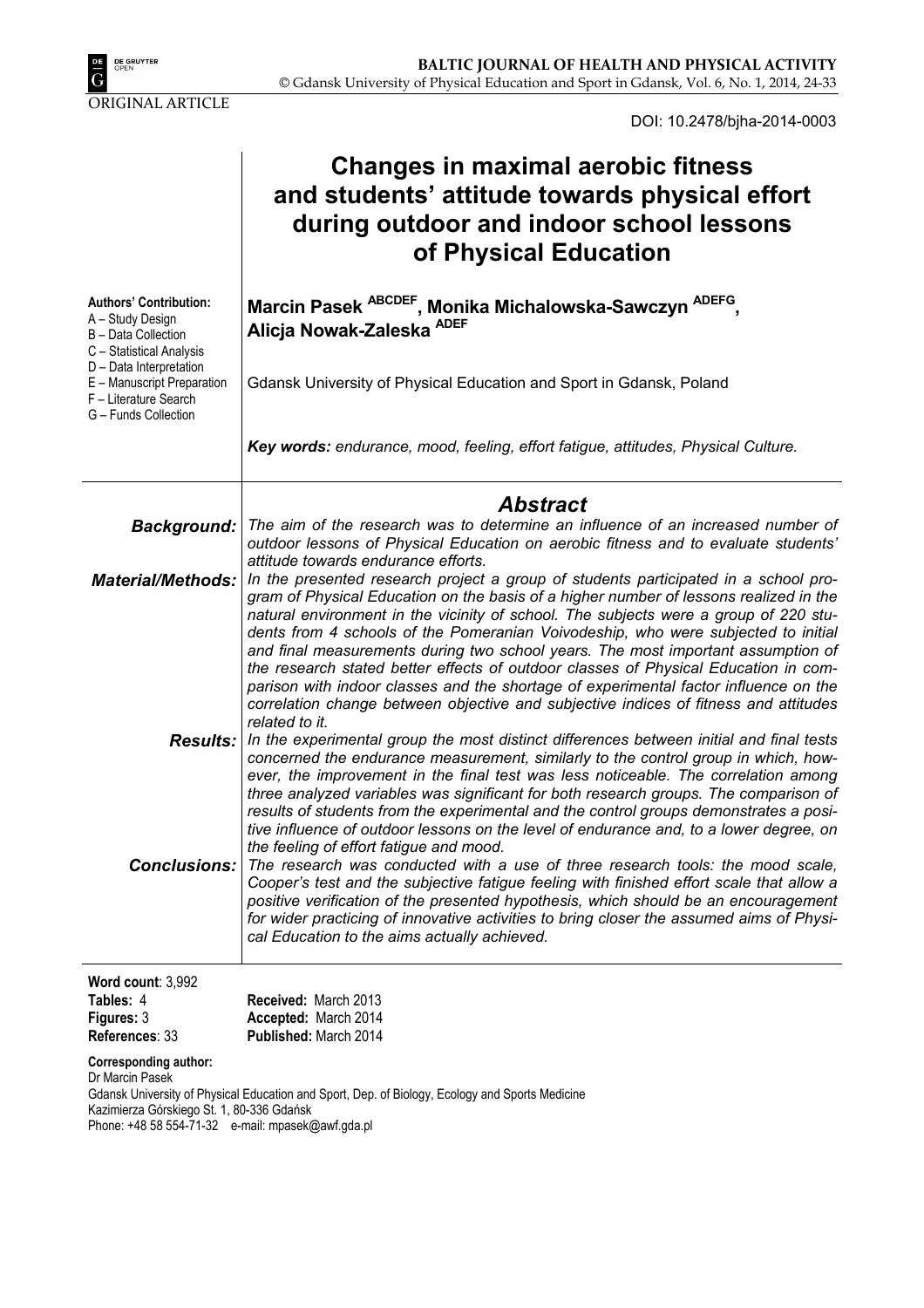ORIGINAL ARTICLE

DOI: 10.2478/bjha-2014-0003

# Changes in maximal aerobic fitness and students' attitude towards physical effort during outdoor and indoor school lessons of Physical Education

**Marcin Pasek** [ABCDEF], **Monika Michalowska-Sawczyn** [ADEFG], **Alicja Nowak-Zaleska** [ADEF]

Gdansk University of Physical Education and Sport in Gdansk, Poland

**Authors' Contribution:**
A – Study Design
B – Data Collection
C – Statistical Analysis
D – Data Interpretation
E – Manuscript Preparation
F – Literature Search
G – Funds Collection

***Key words:*** *endurance, mood, feeling, effort fatigue, attitudes, Physical Culture.*

## *Abstract*

***Background:*** *The aim of the research was to determine an influence of an increased number of outdoor lessons of Physical Education on aerobic fitness and to evaluate students' attitude towards endurance efforts.*

***Material/Methods:*** *In the presented research project a group of students participated in a school program of Physical Education on the basis of a higher number of lessons realized in the natural environment in the vicinity of school. The subjects were a group of 220 students from 4 schools of the Pomeranian Voivodeship, who were subjected to initial and final measurements during two school years. The most important assumption of the research stated better effects of outdoor classes of Physical Education in comparison with indoor classes and the shortage of experimental factor influence on the correlation change between objective and subjective indices of fitness and attitudes related to it.*

***Results:*** *In the experimental group the most distinct differences between initial and final tests concerned the endurance measurement, similarly to the control group in which, however, the improvement in the final test was less noticeable. The correlation among three analyzed variables was significant for both research groups. The comparison of results of students from the experimental and the control groups demonstrates a positive influence of outdoor lessons on the level of endurance and, to a lower degree, on the feeling of effort fatigue and mood.*

***Conclusions:*** *The research was conducted with a use of three research tools: the mood scale, Cooper's test and the subjective fatigue feeling with finished effort scale that allow a positive verification of the presented hypothesis, which should be an encouragement for wider practicing of innovative activities to bring closer the assumed aims of Physical Education to the aims actually achieved.*

**Word count**: 3,992
**Tables:** 4
**Figures:** 3
**References**: 33

**Received:** March 2013
**Accepted:** March 2014
**Published:** March 2014

**Corresponding author:**
Dr Marcin Pasek
Gdansk University of Physical Education and Sport, Dep. of Biology, Ecology and Sports Medicine
Kazimierza Górskiego St. 1, 80-336 Gdańsk
Phone: +48 58 554-71-32 e-mail: mpasek@awf.gda.pl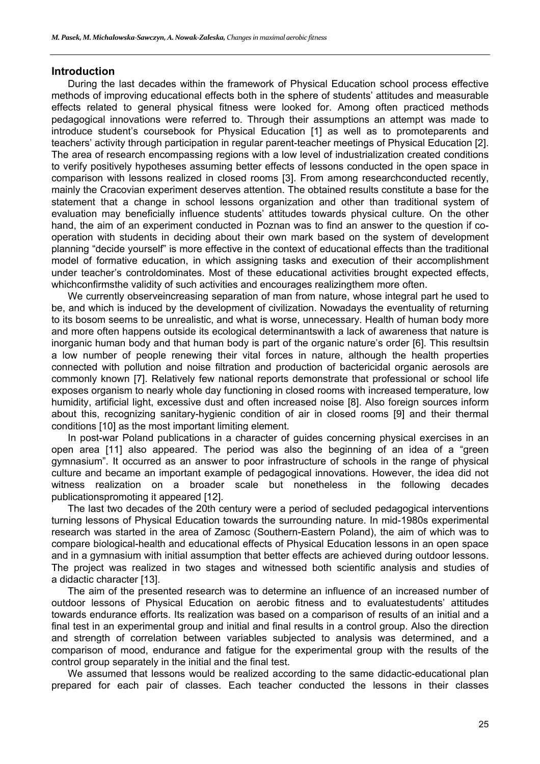## Introduction

During the last decades within the framework of Physical Education school process effective methods of improving educational effects both in the sphere of students' attitudes and measurable effects related to general physical fitness were looked for. Among often practiced methods pedagogical innovations were referred to. Through their assumptions an attempt was made to introduce student's coursebook for Physical Education [1] as well as to promoteparents and teachers' activity through participation in regular parent-teacher meetings of Physical Education [2]. The area of research encompassing regions with a low level of industrialization created conditions to verify positively hypotheses assuming better effects of lessons conducted in the open space in comparison with lessons realized in closed rooms [3]. From among researchconducted recently, mainly the Cracovian experiment deserves attention. The obtained results constitute a base for the statement that a change in school lessons organization and other than traditional system of evaluation may beneficially influence students' attitudes towards physical culture. On the other hand, the aim of an experiment conducted in Poznan was to find an answer to the question if co-operation with students in deciding about their own mark based on the system of development planning "decide yourself" is more effective in the context of educational effects than the traditional model of formative education, in which assigning tasks and execution of their accomplishment under teacher's controldominates. Most of these educational activities brought expected effects, whichconfirmsthe validity of such activities and encourages realizingthem more often.

We currently observeincreasing separation of man from nature, whose integral part he used to be, and which is induced by the development of civilization. Nowadays the eventuality of returning to its bosom seems to be unrealistic, and what is worse, unnecessary. Health of human body more and more often happens outside its ecological determinantswith a lack of awareness that nature is inorganic human body and that human body is part of the organic nature's order [6]. This resultsin a low number of people renewing their vital forces in nature, although the health properties connected with pollution and noise filtration and production of bactericidal organic aerosols are commonly known [7]. Relatively few national reports demonstrate that professional or school life exposes organism to nearly whole day functioning in closed rooms with increased temperature, low humidity, artificial light, excessive dust and often increased noise [8]. Also foreign sources inform about this, recognizing sanitary-hygienic condition of air in closed rooms [9] and their thermal conditions [10] as the most important limiting element.

In post-war Poland publications in a character of guides concerning physical exercises in an open area [11] also appeared. The period was also the beginning of an idea of a "green gymnasium". It occurred as an answer to poor infrastructure of schools in the range of physical culture and became an important example of pedagogical innovations. However, the idea did not witness realization on a broader scale but nonetheless in the following decades publicationspromoting it appeared [12].

The last two decades of the 20th century were a period of secluded pedagogical interventions turning lessons of Physical Education towards the surrounding nature. In mid-1980s experimental research was started in the area of Zamosc (Southern-Eastern Poland), the aim of which was to compare biological-health and educational effects of Physical Education lessons in an open space and in a gymnasium with initial assumption that better effects are achieved during outdoor lessons. The project was realized in two stages and witnessed both scientific analysis and studies of a didactic character [13].

The aim of the presented research was to determine an influence of an increased number of outdoor lessons of Physical Education on aerobic fitness and to evaluatestudents' attitudes towards endurance efforts. Its realization was based on a comparison of results of an initial and a final test in an experimental group and initial and final results in a control group. Also the direction and strength of correlation between variables subjected to analysis was determined, and a comparison of mood, endurance and fatigue for the experimental group with the results of the control group separately in the initial and the final test.

We assumed that lessons would be realized according to the same didactic-educational plan prepared for each pair of classes. Each teacher conducted the lessons in their classes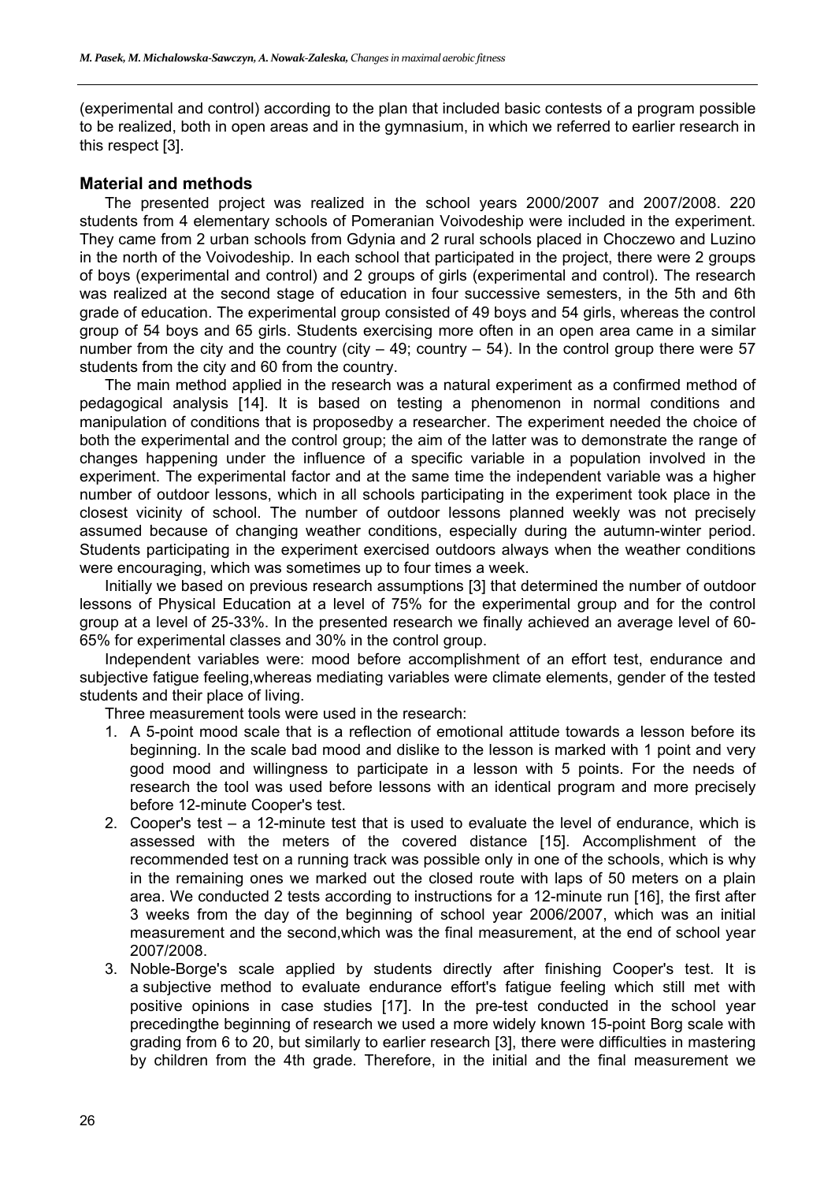(experimental and control) according to the plan that included basic contests of a program possible to be realized, both in open areas and in the gymnasium, in which we referred to earlier research in this respect [3].

## Material and methods

The presented project was realized in the school years 2000/2007 and 2007/2008. 220 students from 4 elementary schools of Pomeranian Voivodeship were included in the experiment. They came from 2 urban schools from Gdynia and 2 rural schools placed in Choczewo and Luzino in the north of the Voivodeship. In each school that participated in the project, there were 2 groups of boys (experimental and control) and 2 groups of girls (experimental and control). The research was realized at the second stage of education in four successive semesters, in the 5th and 6th grade of education. The experimental group consisted of 49 boys and 54 girls, whereas the control group of 54 boys and 65 girls. Students exercising more often in an open area came in a similar number from the city and the country (city – 49; country – 54). In the control group there were 57 students from the city and 60 from the country.

The main method applied in the research was a natural experiment as a confirmed method of pedagogical analysis [14]. It is based on testing a phenomenon in normal conditions and manipulation of conditions that is proposedby a researcher. The experiment needed the choice of both the experimental and the control group; the aim of the latter was to demonstrate the range of changes happening under the influence of a specific variable in a population involved in the experiment. The experimental factor and at the same time the independent variable was a higher number of outdoor lessons, which in all schools participating in the experiment took place in the closest vicinity of school. The number of outdoor lessons planned weekly was not precisely assumed because of changing weather conditions, especially during the autumn-winter period. Students participating in the experiment exercised outdoors always when the weather conditions were encouraging, which was sometimes up to four times a week.

Initially we based on previous research assumptions [3] that determined the number of outdoor lessons of Physical Education at a level of 75% for the experimental group and for the control group at a level of 25-33%. In the presented research we finally achieved an average level of 60-65% for experimental classes and 30% in the control group.

Independent variables were: mood before accomplishment of an effort test, endurance and subjective fatigue feeling,whereas mediating variables were climate elements, gender of the tested students and their place of living.

Three measurement tools were used in the research:

1. A 5-point mood scale that is a reflection of emotional attitude towards a lesson before its beginning. In the scale bad mood and dislike to the lesson is marked with 1 point and very good mood and willingness to participate in a lesson with 5 points. For the needs of research the tool was used before lessons with an identical program and more precisely before 12-minute Cooper's test.
2. Cooper's test – a 12-minute test that is used to evaluate the level of endurance, which is assessed with the meters of the covered distance [15]. Accomplishment of the recommended test on a running track was possible only in one of the schools, which is why in the remaining ones we marked out the closed route with laps of 50 meters on a plain area. We conducted 2 tests according to instructions for a 12-minute run [16], the first after 3 weeks from the day of the beginning of school year 2006/2007, which was an initial measurement and the second,which was the final measurement, at the end of school year 2007/2008.
3. Noble-Borge's scale applied by students directly after finishing Cooper's test. It is a subjective method to evaluate endurance effort's fatigue feeling which still met with positive opinions in case studies [17]. In the pre-test conducted in the school year precedingthe beginning of research we used a more widely known 15-point Borg scale with grading from 6 to 20, but similarly to earlier research [3], there were difficulties in mastering by children from the 4th grade. Therefore, in the initial and the final measurement we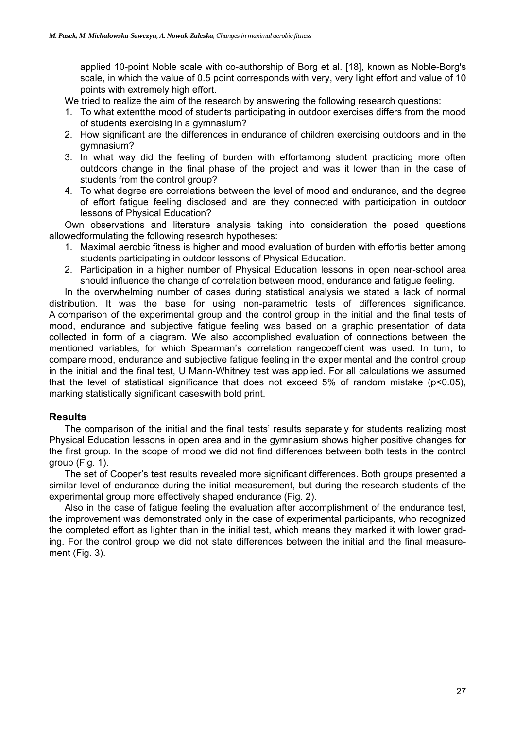applied 10-point Noble scale with co-authorship of Borg et al. [18], known as Noble-Borg's scale, in which the value of 0.5 point corresponds with very, very light effort and value of 10 points with extremely high effort.

We tried to realize the aim of the research by answering the following research questions:

1. To what extentthe mood of students participating in outdoor exercises differs from the mood of students exercising in a gymnasium?
2. How significant are the differences in endurance of children exercising outdoors and in the gymnasium?
3. In what way did the feeling of burden with effortamong student practicing more often outdoors change in the final phase of the project and was it lower than in the case of students from the control group?
4. To what degree are correlations between the level of mood and endurance, and the degree of effort fatigue feeling disclosed and are they connected with participation in outdoor lessons of Physical Education?

Own observations and literature analysis taking into consideration the posed questions allowedformulating the following research hypotheses:

1. Maximal aerobic fitness is higher and mood evaluation of burden with effortis better among students participating in outdoor lessons of Physical Education.
2. Participation in a higher number of Physical Education lessons in open near-school area should influence the change of correlation between mood, endurance and fatigue feeling.

In the overwhelming number of cases during statistical analysis we stated a lack of normal distribution. It was the base for using non-parametric tests of differences significance. A comparison of the experimental group and the control group in the initial and the final tests of mood, endurance and subjective fatigue feeling was based on a graphic presentation of data collected in form of a diagram. We also accomplished evaluation of connections between the mentioned variables, for which Spearman's correlation rangecoefficient was used. In turn, to compare mood, endurance and subjective fatigue feeling in the experimental and the control group in the initial and the final test, U Mann-Whitney test was applied. For all calculations we assumed that the level of statistical significance that does not exceed 5% of random mistake ($p<0.05$), marking statistically significant caseswith bold print.

## Results

The comparison of the initial and the final tests' results separately for students realizing most Physical Education lessons in open area and in the gymnasium shows higher positive changes for the first group. In the scope of mood we did not find differences between both tests in the control group (Fig. 1).

The set of Cooper's test results revealed more significant differences. Both groups presented a similar level of endurance during the initial measurement, but during the research students of the experimental group more effectively shaped endurance (Fig. 2).

Also in the case of fatigue feeling the evaluation after accomplishment of the endurance test, the improvement was demonstrated only in the case of experimental participants, who recognized the completed effort as lighter than in the initial test, which means they marked it with lower grading. For the control group we did not state differences between the initial and the final measurement (Fig. 3).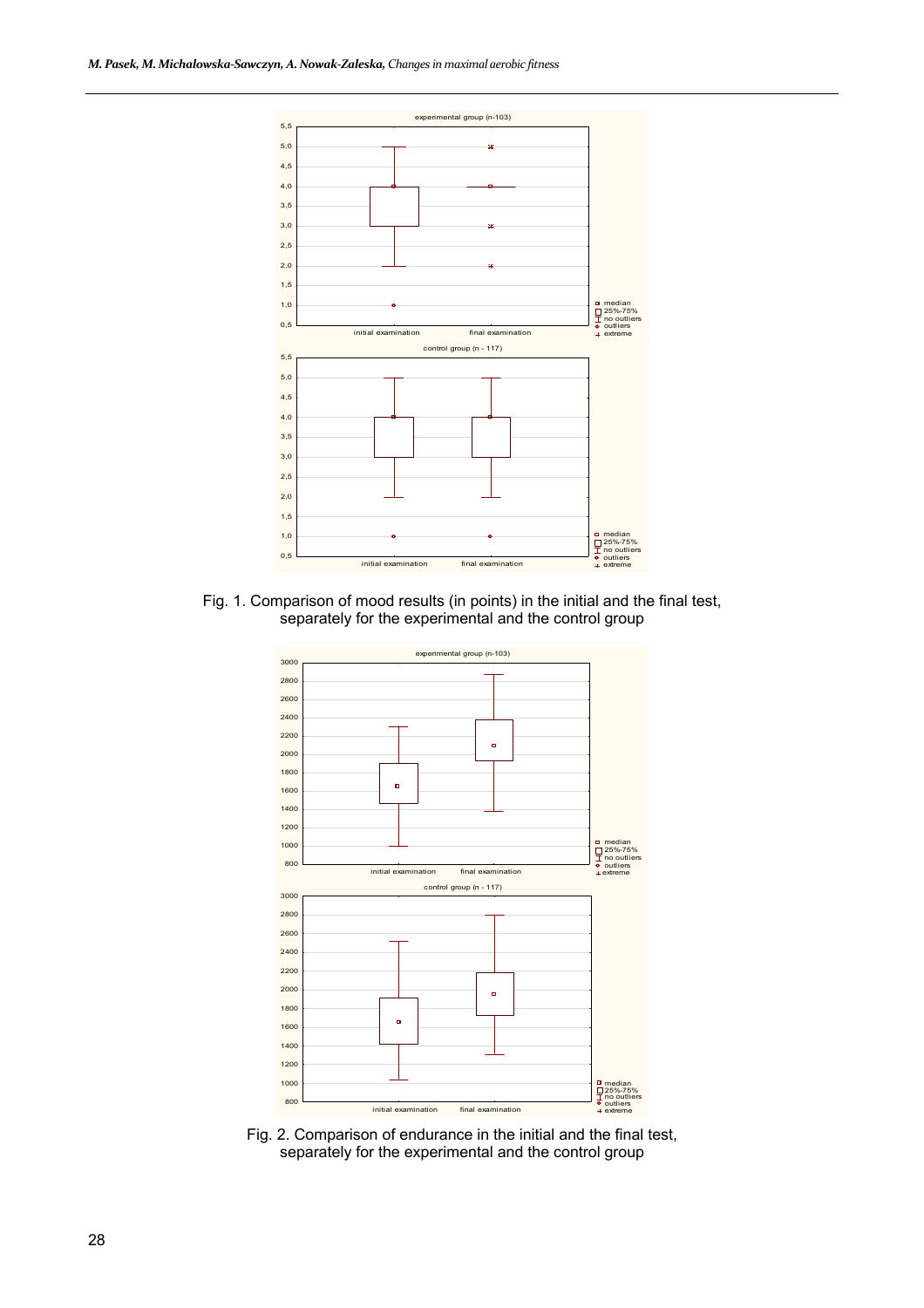Fig. 1. Comparison of mood results (in points) in the initial and the final test, separately for the experimental and the control group

Fig. 2. Comparison of endurance in the initial and the final test, separately for the experimental and the control group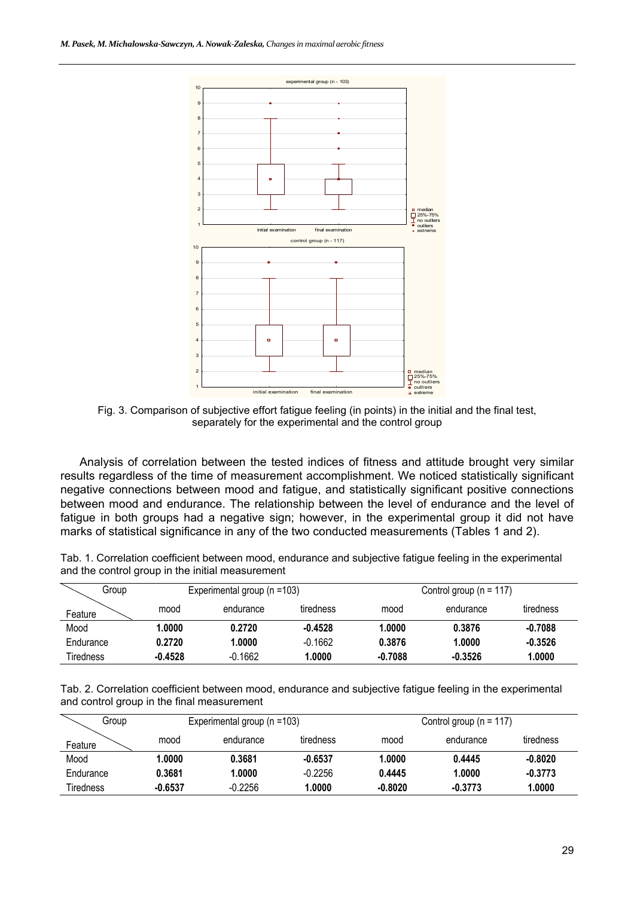Fig. 3. Comparison of subjective effort fatigue feeling (in points) in the initial and the final test, separately for the experimental and the control group

Analysis of correlation between the tested indices of fitness and attitude brought very similar results regardless of the time of measurement accomplishment. We noticed statistically significant negative connections between mood and fatigue, and statistically significant positive connections between mood and endurance. The relationship between the level of endurance and the level of fatigue in both groups had a negative sign; however, in the experimental group it did not have marks of statistical significance in any of the two conducted measurements (Tables 1 and 2).

Tab. 1. Correlation coefficient between mood, endurance and subjective fatigue feeling in the experimental and the control group in the initial measurement

| Group / Feature | Experimental group (n =103) | | | Control group (n = 117) | | |
|---|---|---|---|---|---|---|
| | mood | endurance | tiredness | mood | endurance | tiredness |
| Mood | **1.0000** | **0.2720** | **-0.4528** | **1.0000** | **0.3876** | **-0.7088** |
| Endurance | **0.2720** | **1.0000** | -0.1662 | **0.3876** | **1.0000** | **-0.3526** |
| Tiredness | **-0.4528** | -0.1662 | **1.0000** | **-0.7088** | **-0.3526** | **1.0000** |

Tab. 2. Correlation coefficient between mood, endurance and subjective fatigue feeling in the experimental and control group in the final measurement

| Group / Feature | Experimental group (n =103) | | | Control group (n = 117) | | |
|---|---|---|---|---|---|---|
| | mood | endurance | tiredness | mood | endurance | tiredness |
| Mood | **1.0000** | **0.3681** | **-0.6537** | **1.0000** | **0.4445** | **-0.8020** |
| Endurance | **0.3681** | **1.0000** | -0.2256 | **0.4445** | **1.0000** | **-0.3773** |
| Tiredness | **-0.6537** | -0.2256 | **1.0000** | **-0.8020** | **-0.3773** | **1.0000** |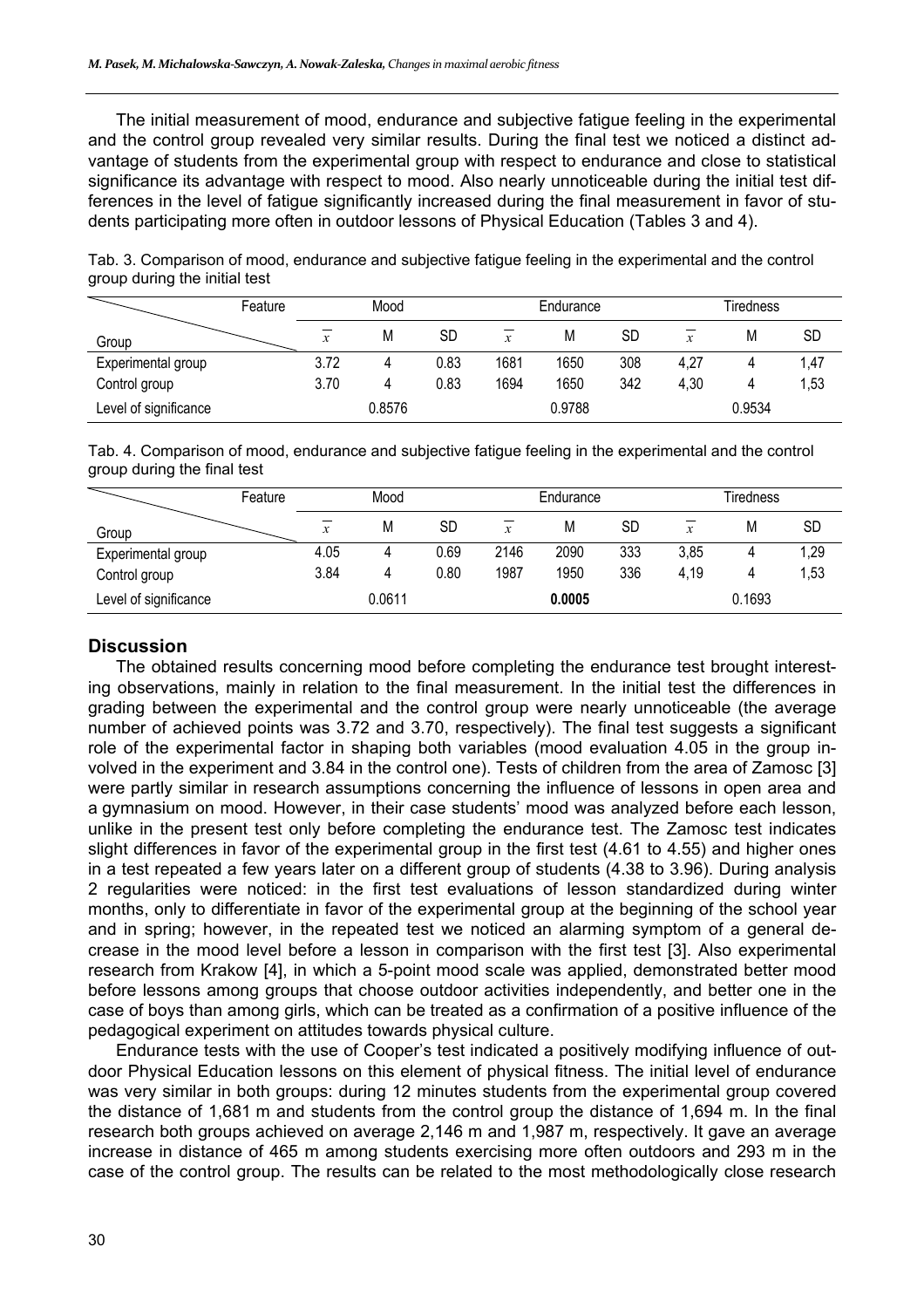The initial measurement of mood, endurance and subjective fatigue feeling in the experimental and the control group revealed very similar results. During the final test we noticed a distinct advantage of students from the experimental group with respect to endurance and close to statistical significance its advantage with respect to mood. Also nearly unnoticeable during the initial test differences in the level of fatigue significantly increased during the final measurement in favor of students participating more often in outdoor lessons of Physical Education (Tables 3 and 4).

Tab. 3. Comparison of mood, endurance and subjective fatigue feeling in the experimental and the control group during the initial test

| Group \ Feature | Mood | | | Endurance | | | Tiredness | | |
|---|---|---|---|---|---|---|---|---|---|
| | $\bar{x}$ | M | SD | $\bar{x}$ | M | SD | $\bar{x}$ | M | SD |
| Experimental group | 3.72 | 4 | 0.83 | 1681 | 1650 | 308 | 4,27 | 4 | 1,47 |
| Control group | 3.70 | 4 | 0.83 | 1694 | 1650 | 342 | 4,30 | 4 | 1,53 |
| Level of significance | | 0.8576 | | | 0.9788 | | | 0.9534 | |

Tab. 4. Comparison of mood, endurance and subjective fatigue feeling in the experimental and the control group during the final test

| Group \ Feature | Mood | | | Endurance | | | Tiredness | | |
|---|---|---|---|---|---|---|---|---|---|
| | $\bar{x}$ | M | SD | $\bar{x}$ | M | SD | $\bar{x}$ | M | SD |
| Experimental group | 4.05 | 4 | 0.69 | 2146 | 2090 | 333 | 3,85 | 4 | 1,29 |
| Control group | 3.84 | 4 | 0.80 | 1987 | 1950 | 336 | 4,19 | 4 | 1,53 |
| Level of significance | | 0.0611 | | | **0.0005** | | | 0.1693 | |

## Discussion

The obtained results concerning mood before completing the endurance test brought interesting observations, mainly in relation to the final measurement. In the initial test the differences in grading between the experimental and the control group were nearly unnoticeable (the average number of achieved points was 3.72 and 3.70, respectively). The final test suggests a significant role of the experimental factor in shaping both variables (mood evaluation 4.05 in the group involved in the experiment and 3.84 in the control one). Tests of children from the area of Zamosc [3] were partly similar in research assumptions concerning the influence of lessons in open area and a gymnasium on mood. However, in their case students' mood was analyzed before each lesson, unlike in the present test only before completing the endurance test. The Zamosc test indicates slight differences in favor of the experimental group in the first test (4.61 to 4.55) and higher ones in a test repeated a few years later on a different group of students (4.38 to 3.96). During analysis 2 regularities were noticed: in the first test evaluations of lesson standardized during winter months, only to differentiate in favor of the experimental group at the beginning of the school year and in spring; however, in the repeated test we noticed an alarming symptom of a general decrease in the mood level before a lesson in comparison with the first test [3]. Also experimental research from Krakow [4], in which a 5-point mood scale was applied, demonstrated better mood before lessons among groups that choose outdoor activities independently, and better one in the case of boys than among girls, which can be treated as a confirmation of a positive influence of the pedagogical experiment on attitudes towards physical culture.

Endurance tests with the use of Cooper's test indicated a positively modifying influence of outdoor Physical Education lessons on this element of physical fitness. The initial level of endurance was very similar in both groups: during 12 minutes students from the experimental group covered the distance of 1,681 m and students from the control group the distance of 1,694 m. In the final research both groups achieved on average 2,146 m and 1,987 m, respectively. It gave an average increase in distance of 465 m among students exercising more often outdoors and 293 m in the case of the control group. The results can be related to the most methodologically close research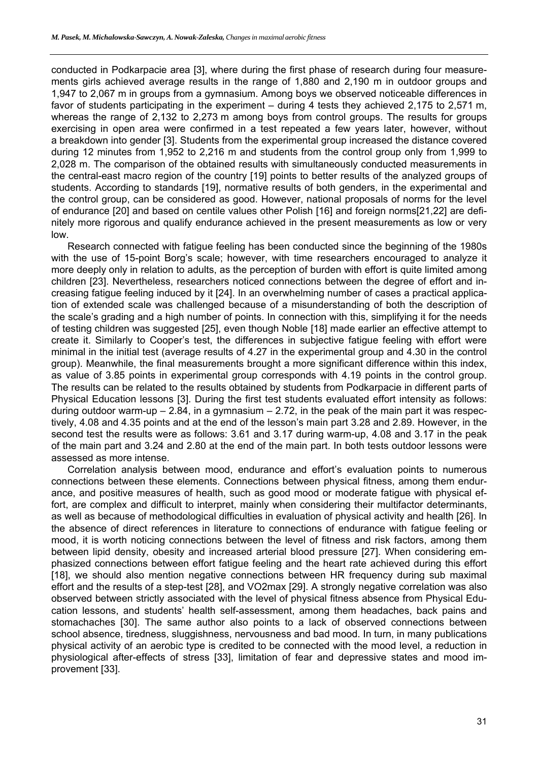conducted in Podkarpacie area [3], where during the first phase of research during four measurements girls achieved average results in the range of 1,880 and 2,190 m in outdoor groups and 1,947 to 2,067 m in groups from a gymnasium. Among boys we observed noticeable differences in favor of students participating in the experiment – during 4 tests they achieved 2,175 to 2,571 m, whereas the range of 2,132 to 2,273 m among boys from control groups. The results for groups exercising in open area were confirmed in a test repeated a few years later, however, without a breakdown into gender [3]. Students from the experimental group increased the distance covered during 12 minutes from 1,952 to 2,216 m and students from the control group only from 1,999 to 2,028 m. The comparison of the obtained results with simultaneously conducted measurements in the central-east macro region of the country [19] points to better results of the analyzed groups of students. According to standards [19], normative results of both genders, in the experimental and the control group, can be considered as good. However, national proposals of norms for the level of endurance [20] and based on centile values other Polish [16] and foreign norms[21,22] are definitely more rigorous and qualify endurance achieved in the present measurements as low or very low.

Research connected with fatigue feeling has been conducted since the beginning of the 1980s with the use of 15-point Borg's scale; however, with time researchers encouraged to analyze it more deeply only in relation to adults, as the perception of burden with effort is quite limited among children [23]. Nevertheless, researchers noticed connections between the degree of effort and increasing fatigue feeling induced by it [24]. In an overwhelming number of cases a practical application of extended scale was challenged because of a misunderstanding of both the description of the scale's grading and a high number of points. In connection with this, simplifying it for the needs of testing children was suggested [25], even though Noble [18] made earlier an effective attempt to create it. Similarly to Cooper's test, the differences in subjective fatigue feeling with effort were minimal in the initial test (average results of 4.27 in the experimental group and 4.30 in the control group). Meanwhile, the final measurements brought a more significant difference within this index, as value of 3.85 points in experimental group corresponds with 4.19 points in the control group. The results can be related to the results obtained by students from Podkarpacie in different parts of Physical Education lessons [3]. During the first test students evaluated effort intensity as follows: during outdoor warm-up – 2.84, in a gymnasium – 2.72, in the peak of the main part it was respectively, 4.08 and 4.35 points and at the end of the lesson's main part 3.28 and 2.89. However, in the second test the results were as follows: 3.61 and 3.17 during warm-up, 4.08 and 3.17 in the peak of the main part and 3.24 and 2.80 at the end of the main part. In both tests outdoor lessons were assessed as more intense.

Correlation analysis between mood, endurance and effort's evaluation points to numerous connections between these elements. Connections between physical fitness, among them endurance, and positive measures of health, such as good mood or moderate fatigue with physical effort, are complex and difficult to interpret, mainly when considering their multifactor determinants, as well as because of methodological difficulties in evaluation of physical activity and health [26]. In the absence of direct references in literature to connections of endurance with fatigue feeling or mood, it is worth noticing connections between the level of fitness and risk factors, among them between lipid density, obesity and increased arterial blood pressure [27]. When considering emphasized connections between effort fatigue feeling and the heart rate achieved during this effort [18], we should also mention negative connections between HR frequency during sub maximal effort and the results of a step-test [28], and VO2max [29]. A strongly negative correlation was also observed between strictly associated with the level of physical fitness absence from Physical Education lessons, and students' health self-assessment, among them headaches, back pains and stomachaches [30]. The same author also points to a lack of observed connections between school absence, tiredness, sluggishness, nervousness and bad mood. In turn, in many publications physical activity of an aerobic type is credited to be connected with the mood level, a reduction in physiological after-effects of stress [33], limitation of fear and depressive states and mood improvement [33].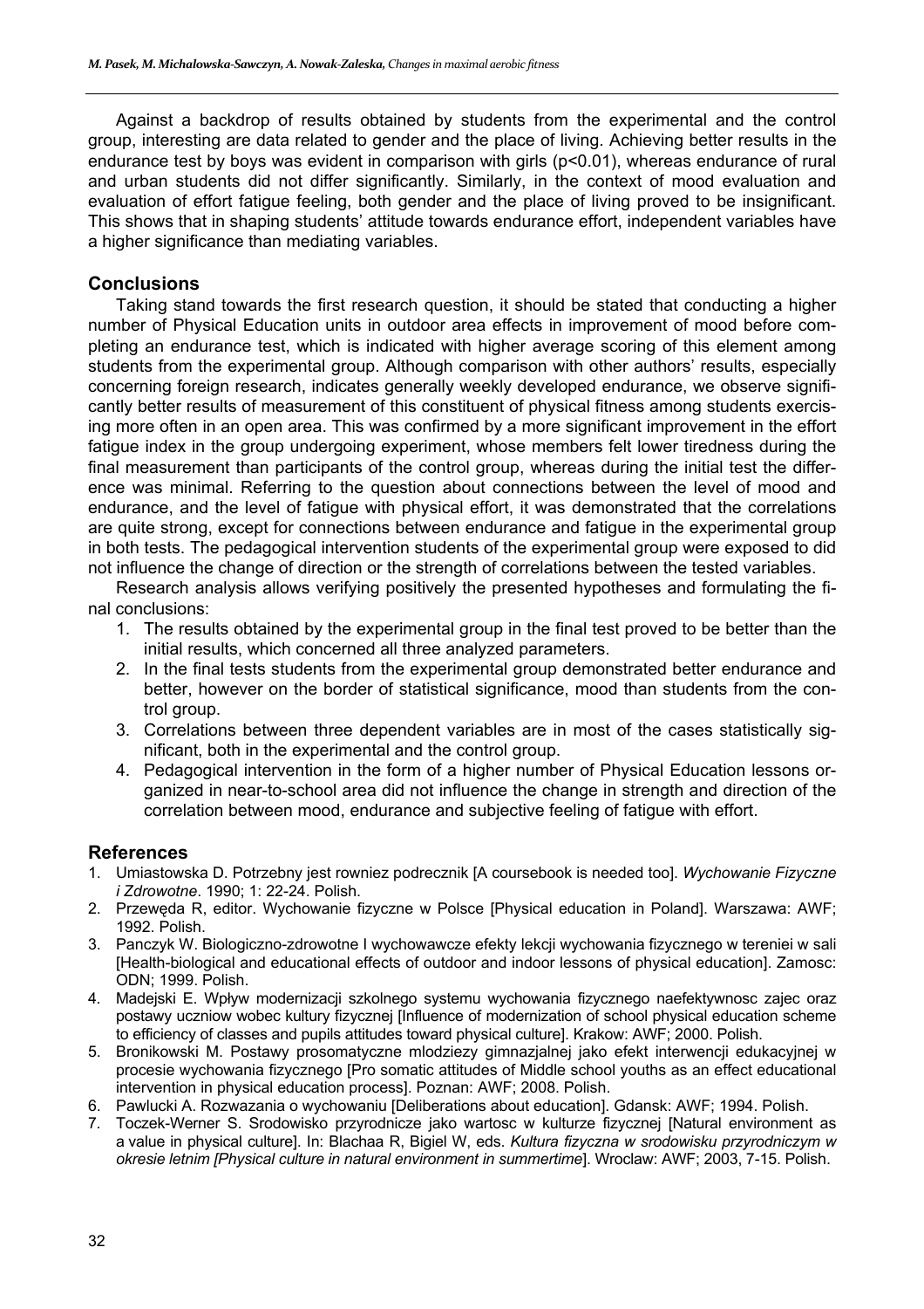Against a backdrop of results obtained by students from the experimental and the control group, interesting are data related to gender and the place of living. Achieving better results in the endurance test by boys was evident in comparison with girls ($p<0.01$), whereas endurance of rural and urban students did not differ significantly. Similarly, in the context of mood evaluation and evaluation of effort fatigue feeling, both gender and the place of living proved to be insignificant. This shows that in shaping students' attitude towards endurance effort, independent variables have a higher significance than mediating variables.

## Conclusions

Taking stand towards the first research question, it should be stated that conducting a higher number of Physical Education units in outdoor area effects in improvement of mood before completing an endurance test, which is indicated with higher average scoring of this element among students from the experimental group. Although comparison with other authors' results, especially concerning foreign research, indicates generally weekly developed endurance, we observe significantly better results of measurement of this constituent of physical fitness among students exercising more often in an open area. This was confirmed by a more significant improvement in the effort fatigue index in the group undergoing experiment, whose members felt lower tiredness during the final measurement than participants of the control group, whereas during the initial test the difference was minimal. Referring to the question about connections between the level of mood and endurance, and the level of fatigue with physical effort, it was demonstrated that the correlations are quite strong, except for connections between endurance and fatigue in the experimental group in both tests. The pedagogical intervention students of the experimental group were exposed to did not influence the change of direction or the strength of correlations between the tested variables.

Research analysis allows verifying positively the presented hypotheses and formulating the final conclusions:

1. The results obtained by the experimental group in the final test proved to be better than the initial results, which concerned all three analyzed parameters.
2. In the final tests students from the experimental group demonstrated better endurance and better, however on the border of statistical significance, mood than students from the control group.
3. Correlations between three dependent variables are in most of the cases statistically significant, both in the experimental and the control group.
4. Pedagogical intervention in the form of a higher number of Physical Education lessons organized in near-to-school area did not influence the change in strength and direction of the correlation between mood, endurance and subjective feeling of fatigue with effort.

## References

1. Umiastowska D. Potrzebny jest rowniez podrecznik [A coursebook is needed too]. *Wychowanie Fizyczne i Zdrowotne*. 1990; 1: 22-24. Polish.
2. Przewęda R, editor. Wychowanie fizyczne w Polsce [Physical education in Poland]. Warszawa: AWF; 1992. Polish.
3. Panczyk W. Biologiczno-zdrowotne I wychowawcze efekty lekcji wychowania fizycznego w tereniei w sali [Health-biological and educational effects of outdoor and indoor lessons of physical education]. Zamosc: ODN; 1999. Polish.
4. Madejski E. Wpływ modernizacji szkolnego systemu wychowania fizycznego naefektywnosc zajec oraz postawy uczniow wobec kultury fizycznej [Influence of modernization of school physical education scheme to efficiency of classes and pupils attitudes toward physical culture]. Krakow: AWF; 2000. Polish.
5. Bronikowski M. Postawy prosomatyczne mlodziezy gimnazjalnej jako efekt interwencji edukacyjnej w procesie wychowania fizycznego [Pro somatic attitudes of Middle school youths as an effect educational intervention in physical education process]. Poznan: AWF; 2008. Polish.
6. Pawlucki A. Rozwazania o wychowaniu [Deliberations about education]. Gdansk: AWF; 1994. Polish.
7. Toczek-Werner S. Srodowisko przyrodnicze jako wartosc w kulturze fizycznej [Natural environment as a value in physical culture]. In: Blachaa R, Bigiel W, eds. *Kultura fizyczna w srodowisku przyrodniczym w okresie letnim [Physical culture in natural environment in summertime*]. Wroclaw: AWF; 2003, 7-15. Polish.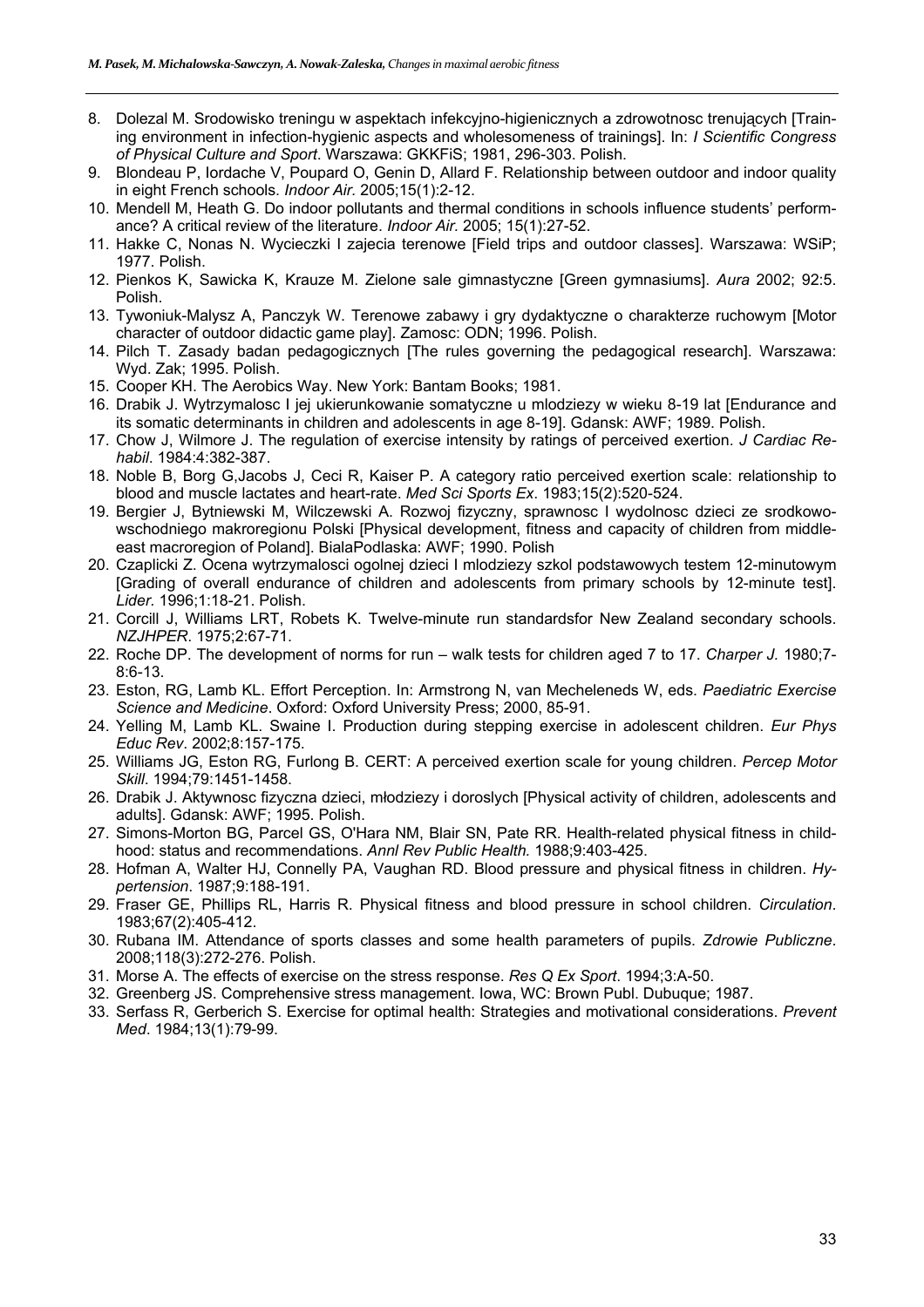8. Dolezal M. Srodowisko treningu w aspektach infekcyjno-higienicznych a zdrowotnosc trenujących [Training environment in infection-hygienic aspects and wholesomeness of trainings]. In: *I Scientific Congress of Physical Culture and Sport*. Warszawa: GKKFiS; 1981, 296-303. Polish.
9. Blondeau P, Iordache V, Poupard O, Genin D, Allard F. Relationship between outdoor and indoor quality in eight French schools. *Indoor Air.* 2005;15(1):2-12.
10. Mendell M, Heath G. Do indoor pollutants and thermal conditions in schools influence students' performance? A critical review of the literature. *Indoor Air.* 2005; 15(1):27-52.
11. Hakke C, Nonas N. Wycieczki I zajecia terenowe [Field trips and outdoor classes]. Warszawa: WSiP; 1977. Polish.
12. Pienkos K, Sawicka K, Krauze M. Zielone sale gimnastyczne [Green gymnasiums]. *Aura* 2002; 92:5. Polish.
13. Tywoniuk-Malysz A, Panczyk W. Terenowe zabawy i gry dydaktyczne o charakterze ruchowym [Motor character of outdoor didactic game play]. Zamosc: ODN; 1996. Polish.
14. Pilch T. Zasady badan pedagogicznych [The rules governing the pedagogical research]. Warszawa: Wyd. Zak; 1995. Polish.
15. Cooper KH. The Aerobics Way. New York: Bantam Books; 1981.
16. Drabik J. Wytrzymalosc I jej ukierunkowanie somatyczne u mlodziezy w wieku 8-19 lat [Endurance and its somatic determinants in children and adolescents in age 8-19]. Gdansk: AWF; 1989. Polish.
17. Chow J, Wilmore J. The regulation of exercise intensity by ratings of perceived exertion. *J Cardiac Rehabil*. 1984:4:382-387.
18. Noble B, Borg G,Jacobs J, Ceci R, Kaiser P. A category ratio perceived exertion scale: relationship to blood and muscle lactates and heart-rate. *Med Sci Sports Ex*. 1983;15(2):520-524.
19. Bergier J, Bytniewski M, Wilczewski A. Rozwoj fizyczny, sprawnosc I wydolnosc dzieci ze srodkowo-wschodniego makroregionu Polski [Physical development, fitness and capacity of children from middle-east macroregion of Poland]. BialaPodlaska: AWF; 1990. Polish
20. Czaplicki Z. Ocena wytrzymalosci ogolnej dzieci I mlodziezy szkol podstawowych testem 12-minutowym [Grading of overall endurance of children and adolescents from primary schools by 12-minute test]. *Lider*. 1996;1:18-21. Polish.
21. Corcill J, Williams LRT, Robets K. Twelve-minute run standardsfor New Zealand secondary schools. *NZJHPER*. 1975;2:67-71.
22. Roche DP. The development of norms for run – walk tests for children aged 7 to 17. *Charper J.* 1980;7-8:6-13.
23. Eston, RG, Lamb KL. Effort Perception. In: Armstrong N, van Mecheleneds W, eds. *Paediatric Exercise Science and Medicine*. Oxford: Oxford University Press; 2000, 85-91.
24. Yelling M, Lamb KL. Swaine I. Production during stepping exercise in adolescent children. *Eur Phys Educ Rev*. 2002;8:157-175.
25. Williams JG, Eston RG, Furlong B. CERT: A perceived exertion scale for young children. *Percep Motor Skill*. 1994;79:1451-1458.
26. Drabik J. Aktywnosc fizyczna dzieci, młodziezy i doroslych [Physical activity of children, adolescents and adults]. Gdansk: AWF; 1995. Polish.
27. Simons-Morton BG, Parcel GS, O'Hara NM, Blair SN, Pate RR. Health-related physical fitness in childhood: status and recommendations. *Annl Rev Public Health.* 1988;9:403-425.
28. Hofman A, Walter HJ, Connelly PA, Vaughan RD. Blood pressure and physical fitness in children. *Hypertension*. 1987;9:188-191.
29. Fraser GE, Phillips RL, Harris R. Physical fitness and blood pressure in school children. *Circulation*. 1983;67(2):405-412.
30. Rubana IM. Attendance of sports classes and some health parameters of pupils. *Zdrowie Publiczne*. 2008;118(3):272-276. Polish.
31. Morse A. The effects of exercise on the stress response. *Res Q Ex Sport*. 1994;3:A-50.
32. Greenberg JS. Comprehensive stress management. Iowa, WC: Brown Publ. Dubuque; 1987.
33. Serfass R, Gerberich S. Exercise for optimal health: Strategies and motivational considerations. *Prevent Med*. 1984;13(1):79-99.